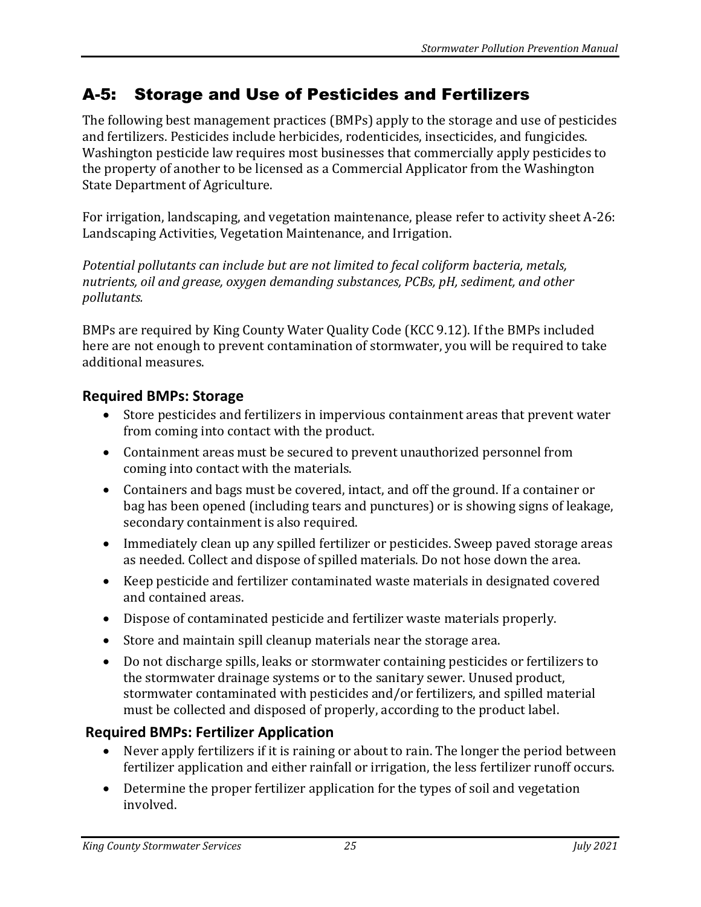## A-5: Storage and Use of Pesticides and Fertilizers

The following best management practices (BMPs) apply to the storage and use of pesticides and fertilizers. Pesticides include herbicides, rodenticides, insecticides, and fungicides. Washington pesticide law requires most businesses that commercially apply pesticides to the property of another to be licensed as a Commercial Applicator from the Washington State Department of Agriculture.

For irrigation, landscaping, and vegetation maintenance, please refer to activity sheet A-26: Landscaping Activities, Vegetation Maintenance, and Irrigation.

*Potential pollutants can include but are not limited to fecal coliform bacteria, metals, nutrients, oil and grease, oxygen demanding substances, PCBs, pH, sediment, and other pollutants.*

BMPs are required by King County Water Quality Code (KCC 9.12). If the BMPs included here are not enough to prevent contamination of stormwater, you will be required to take additional measures.

### Required BMPs: Storage

- Store pesticides and fertilizers in impervious containment areas that prevent water from coming into contact with the product.
- Containment areas must be secured to prevent unauthorized personnel from coming into contact with the materials.
- Containers and bags must be covered, intact, and off the ground. If a container or bag has been opened (including tears and punctures) or is showing signs of leakage, secondary containment is also required.
- Immediately clean up any spilled fertilizer or pesticides. Sweep paved storage areas as needed. Collect and dispose of spilled materials. Do not hose down the area.
- Keep pesticide and fertilizer contaminated waste materials in designated covered and contained areas.
- Dispose of contaminated pesticide and fertilizer waste materials properly.
- Store and maintain spill cleanup materials near the storage area.
- Do not discharge spills, leaks or stormwater containing pesticides or fertilizers to the stormwater drainage systems or to the sanitary sewer. Unused product, stormwater contaminated with pesticides and/or fertilizers, and spilled material must be collected and disposed of properly, according to the product label.

### Required BMPs: Fertilizer Application

- Never apply fertilizers if it is raining or about to rain. The longer the period between fertilizer application and either rainfall or irrigation, the less fertilizer runoff occurs.
- Determine the proper fertilizer application for the types of soil and vegetation involved.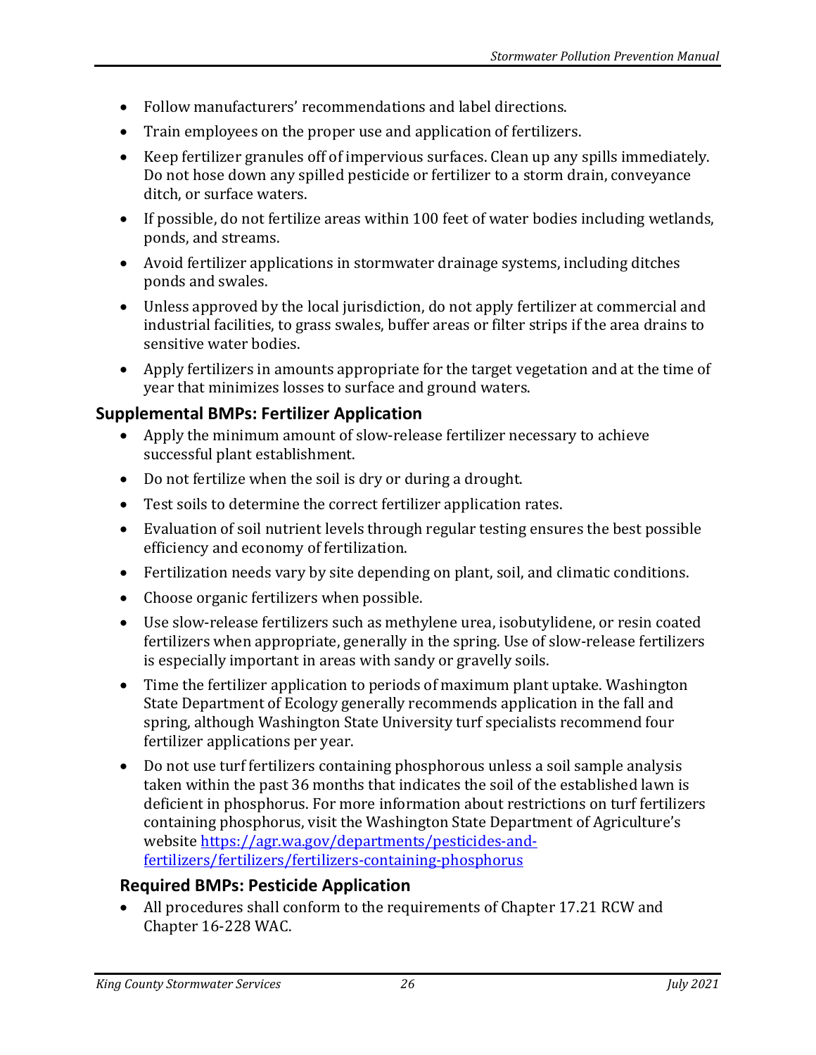- Follow manufacturers' recommendations and label directions.
- Train employees on the proper use and application of fertilizers.
- Keep fertilizer granules off of impervious surfaces. Clean up any spills immediately. Do not hose down any spilled pesticide or fertilizer to a storm drain, conveyance ditch, or surface waters.
- If possible, do not fertilize areas within 100 feet of water bodies including wetlands, ponds, and streams.
- Avoid fertilizer applications in stormwater drainage systems, including ditches ponds and swales.
- Unless approved by the local jurisdiction, do not apply fertilizer at commercial and industrial facilities, to grass swales, buffer areas or filter strips if the area drains to sensitive water bodies.
- Apply fertilizers in amounts appropriate for the target vegetation and at the time of year that minimizes losses to surface and ground waters.

### Supplemental BMPs: Fertilizer Application

- Apply the minimum amount of slow-release fertilizer necessary to achieve successful plant establishment.
- Do not fertilize when the soil is dry or during a drought.
- Test soils to determine the correct fertilizer application rates.
- Evaluation of soil nutrient levels through regular testing ensures the best possible efficiency and economy of fertilization.
- Fertilization needs vary by site depending on plant, soil, and climatic conditions.
- Choose organic fertilizers when possible.
- Use slow-release fertilizers such as methylene urea, isobutylidene, or resin coated fertilizers when appropriate, generally in the spring. Use of slow-release fertilizers is especially important in areas with sandy or gravelly soils.
- Time the fertilizer application to periods of maximum plant uptake. Washington State Department of Ecology generally recommends application in the fall and spring, although Washington State University turf specialists recommend four fertilizer applications per year.
- Do not use turf fertilizers containing phosphorous unless a soil sample analysis taken within the past 36 months that indicates the soil of the established lawn is deficient in phosphorus. For more information about restrictions on turf fertilizers containing phosphorus, visit the Washington State Department of Agriculture's website [https://agr.wa.gov/departments/pesticides-and-fertilizers/fertilizers/fertilizers-containing-phosphorus](https://agr.wa.gov/departments/pesticides-and-fertilizers/fertilizers/fertilizers-containing-phosphorus)

### Required BMPs: Pesticide Application

- All procedures shall conform to the requirements of Chapter 17.21 RCW and Chapter 16-228 WAC.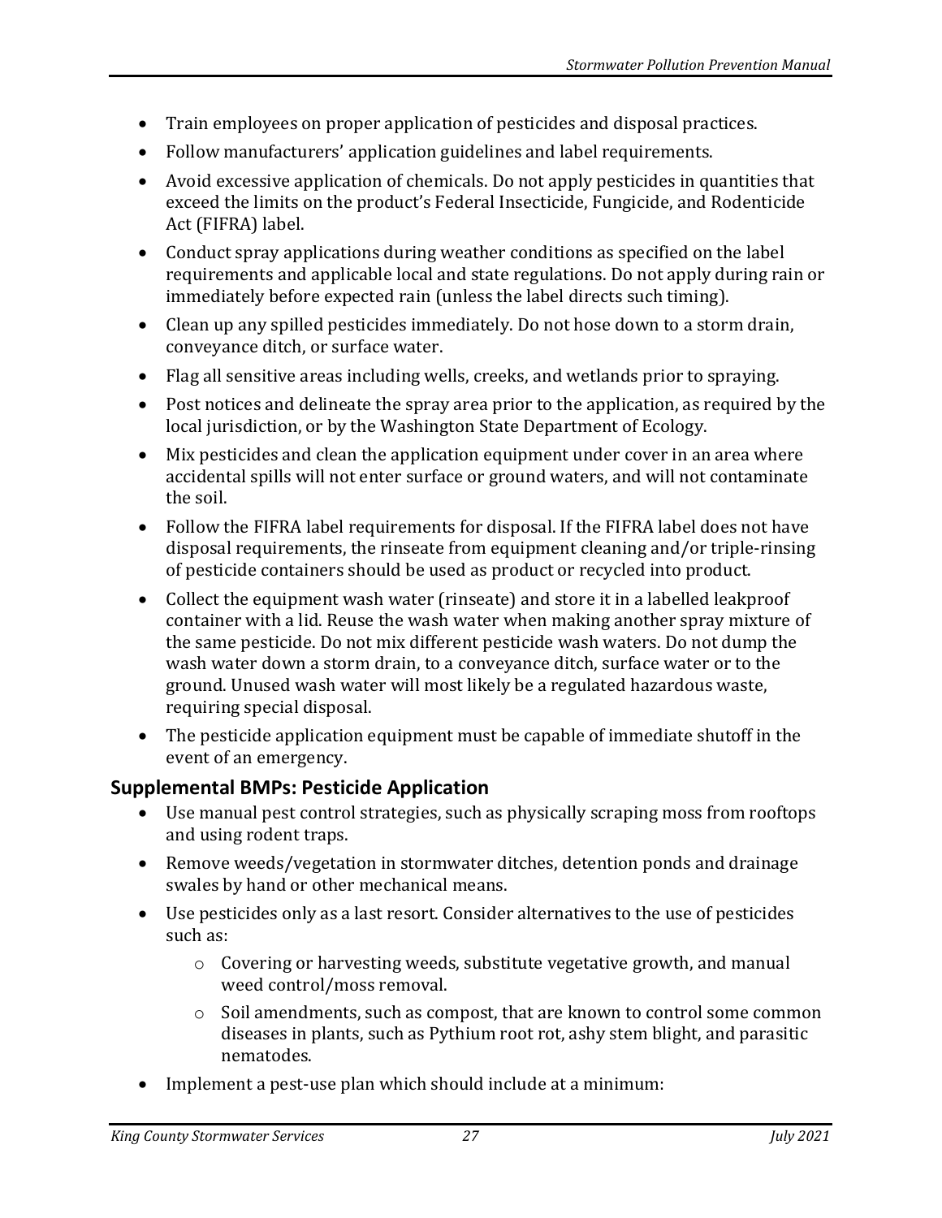- Train employees on proper application of pesticides and disposal practices.
- Follow manufacturers' application guidelines and label requirements.
- Avoid excessive application of chemicals. Do not apply pesticides in quantities that exceed the limits on the product's Federal Insecticide, Fungicide, and Rodenticide Act (FIFRA) label.
- Conduct spray applications during weather conditions as specified on the label requirements and applicable local and state regulations. Do not apply during rain or immediately before expected rain (unless the label directs such timing).
- Clean up any spilled pesticides immediately. Do not hose down to a storm drain, conveyance ditch, or surface water.
- Flag all sensitive areas including wells, creeks, and wetlands prior to spraying.
- Post notices and delineate the spray area prior to the application, as required by the local jurisdiction, or by the Washington State Department of Ecology.
- Mix pesticides and clean the application equipment under cover in an area where accidental spills will not enter surface or ground waters, and will not contaminate the soil.
- Follow the FIFRA label requirements for disposal. If the FIFRA label does not have disposal requirements, the rinseate from equipment cleaning and/or triple-rinsing of pesticide containers should be used as product or recycled into product.
- Collect the equipment wash water (rinseate) and store it in a labelled leakproof container with a lid. Reuse the wash water when making another spray mixture of the same pesticide. Do not mix different pesticide wash waters. Do not dump the wash water down a storm drain, to a conveyance ditch, surface water or to the ground. Unused wash water will most likely be a regulated hazardous waste, requiring special disposal.
- The pesticide application equipment must be capable of immediate shutoff in the event of an emergency.

## Supplemental BMPs: Pesticide Application

- Use manual pest control strategies, such as physically scraping moss from rooftops and using rodent traps.
- Remove weeds/vegetation in stormwater ditches, detention ponds and drainage swales by hand or other mechanical means.
- Use pesticides only as a last resort. Consider alternatives to the use of pesticides such as:
  - Covering or harvesting weeds, substitute vegetative growth, and manual weed control/moss removal.
  - Soil amendments, such as compost, that are known to control some common diseases in plants, such as Pythium root rot, ashy stem blight, and parasitic nematodes.
- Implement a pest-use plan which should include at a minimum: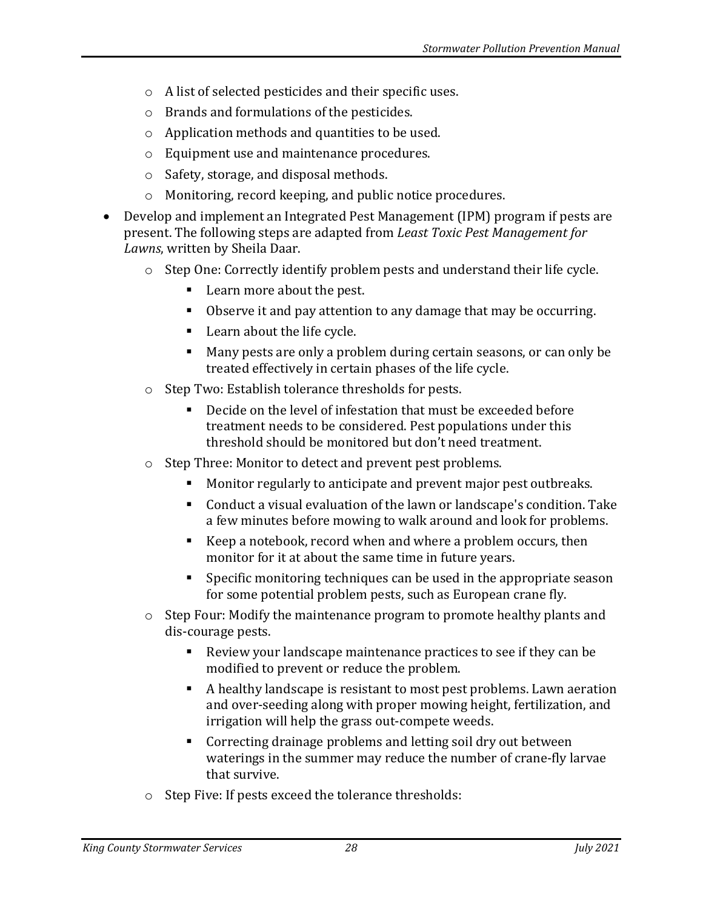- A list of selected pesticides and their specific uses.
  - Brands and formulations of the pesticides.
  - Application methods and quantities to be used.
  - Equipment use and maintenance procedures.
  - Safety, storage, and disposal methods.
  - Monitoring, record keeping, and public notice procedures.
- Develop and implement an Integrated Pest Management (IPM) program if pests are present. The following steps are adapted from *Least Toxic Pest Management for Lawns*, written by Sheila Daar.
  - Step One: Correctly identify problem pests and understand their life cycle.
    - Learn more about the pest.
    - Observe it and pay attention to any damage that may be occurring.
    - Learn about the life cycle.
    - Many pests are only a problem during certain seasons, or can only be treated effectively in certain phases of the life cycle.
  - Step Two: Establish tolerance thresholds for pests.
    - Decide on the level of infestation that must be exceeded before treatment needs to be considered. Pest populations under this threshold should be monitored but don't need treatment.
  - Step Three: Monitor to detect and prevent pest problems.
    - Monitor regularly to anticipate and prevent major pest outbreaks.
    - Conduct a visual evaluation of the lawn or landscape's condition. Take a few minutes before mowing to walk around and look for problems.
    - Keep a notebook, record when and where a problem occurs, then monitor for it at about the same time in future years.
    - Specific monitoring techniques can be used in the appropriate season for some potential problem pests, such as European crane fly.
  - Step Four: Modify the maintenance program to promote healthy plants and dis-courage pests.
    - Review your landscape maintenance practices to see if they can be modified to prevent or reduce the problem.
    - A healthy landscape is resistant to most pest problems. Lawn aeration and over-seeding along with proper mowing height, fertilization, and irrigation will help the grass out-compete weeds.
    - Correcting drainage problems and letting soil dry out between waterings in the summer may reduce the number of crane-fly larvae that survive.
  - Step Five: If pests exceed the tolerance thresholds: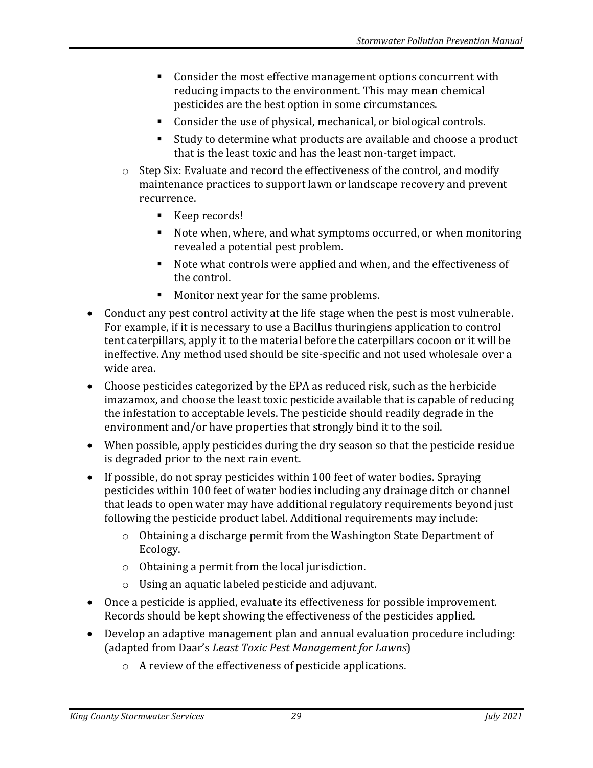- Consider the most effective management options concurrent with reducing impacts to the environment. This may mean chemical pesticides are the best option in some circumstances.
    - Consider the use of physical, mechanical, or biological controls.
    - Study to determine what products are available and choose a product that is the least toxic and has the least non-target impact.
  - Step Six: Evaluate and record the effectiveness of the control, and modify maintenance practices to support lawn or landscape recovery and prevent recurrence.
    - Keep records!
    - Note when, where, and what symptoms occurred, or when monitoring revealed a potential pest problem.
    - Note what controls were applied and when, and the effectiveness of the control.
    - Monitor next year for the same problems.
- Conduct any pest control activity at the life stage when the pest is most vulnerable. For example, if it is necessary to use a Bacillus thuringiens application to control tent caterpillars, apply it to the material before the caterpillars cocoon or it will be ineffective. Any method used should be site-specific and not used wholesale over a wide area.
- Choose pesticides categorized by the EPA as reduced risk, such as the herbicide imazamox, and choose the least toxic pesticide available that is capable of reducing the infestation to acceptable levels. The pesticide should readily degrade in the environment and/or have properties that strongly bind it to the soil.
- When possible, apply pesticides during the dry season so that the pesticide residue is degraded prior to the next rain event.
- If possible, do not spray pesticides within 100 feet of water bodies. Spraying pesticides within 100 feet of water bodies including any drainage ditch or channel that leads to open water may have additional regulatory requirements beyond just following the pesticide product label. Additional requirements may include:
  - Obtaining a discharge permit from the Washington State Department of Ecology.
  - Obtaining a permit from the local jurisdiction.
  - Using an aquatic labeled pesticide and adjuvant.
- Once a pesticide is applied, evaluate its effectiveness for possible improvement. Records should be kept showing the effectiveness of the pesticides applied.
- Develop an adaptive management plan and annual evaluation procedure including: (adapted from Daar's *Least Toxic Pest Management for Lawns*)
  - A review of the effectiveness of pesticide applications.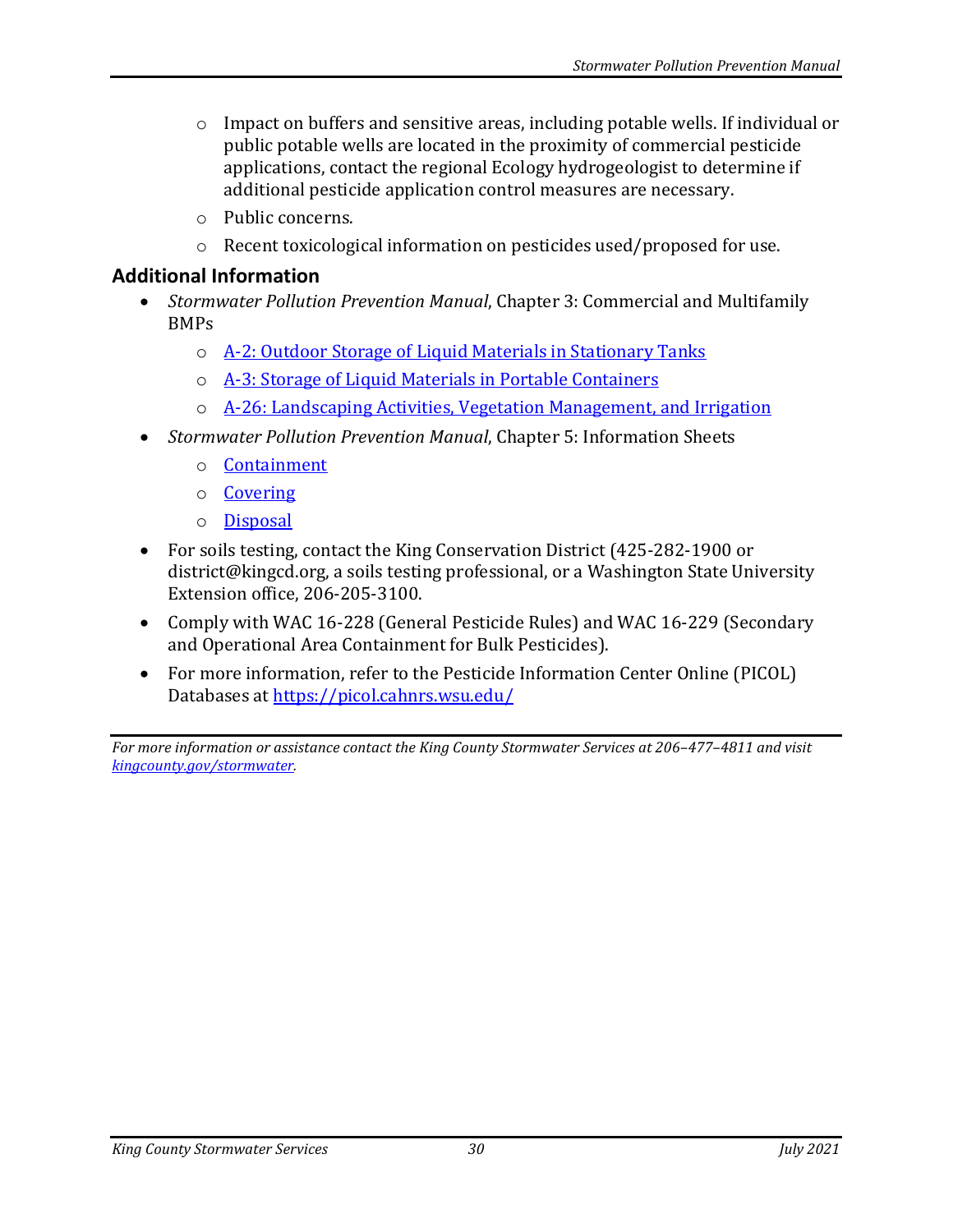- Impact on buffers and sensitive areas, including potable wells. If individual or public potable wells are located in the proximity of commercial pesticide applications, contact the regional Ecology hydrogeologist to determine if additional pesticide application control measures are necessary.
  - Public concerns.
  - Recent toxicological information on pesticides used/proposed for use.

## Additional Information

- *Stormwater Pollution Prevention Manual*, Chapter 3: Commercial and Multifamily BMPs
  - [A-2: Outdoor Storage of Liquid Materials in Stationary Tanks]()
  - [A-3: Storage of Liquid Materials in Portable Containers]()
  - [A-26: Landscaping Activities, Vegetation Management, and Irrigation]()
- *Stormwater Pollution Prevention Manual*, Chapter 5: Information Sheets
  - [Containment]()
  - [Covering]()
  - [Disposal]()
- For soils testing, contact the King Conservation District (425-282-1900 or district@kingcd.org, a soils testing professional, or a Washington State University Extension office, 206-205-3100.
- Comply with WAC 16-228 (General Pesticide Rules) and WAC 16-229 (Secondary and Operational Area Containment for Bulk Pesticides).
- For more information, refer to the Pesticide Information Center Online (PICOL) Databases at [https://picol.cahnrs.wsu.edu/](https://picol.cahnrs.wsu.edu/)

---

*For more information or assistance contact the King County Stormwater Services at 206–477–4811 and visit [kingcounty.gov/stormwater](kingcounty.gov/stormwater).*